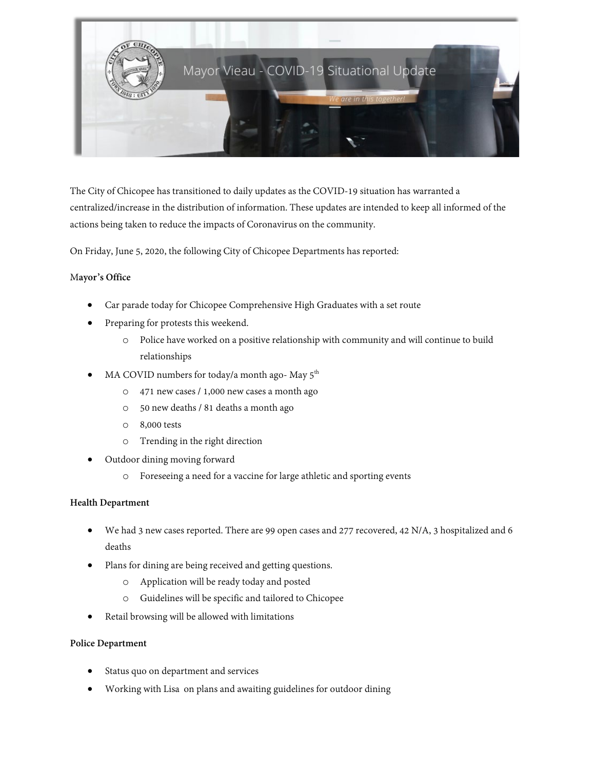# Mayor Vieau - COVID-19 Situational Update

*We are in this together!*

The City of Chicopee has transitioned to daily updates as the COVID-19 situation has warranted a centralized/increase in the distribution of information. These updates are intended to keep all informed of the actions being taken to reduce the impacts of Coronavirus on the community.

On Friday, June 5, 2020, the following City of Chicopee Departments has reported:

**Mayor's Office**

- Car parade today for Chicopee Comprehensive High Graduates with a set route
- Preparing for protests this weekend.
  - Police have worked on a positive relationship with community and will continue to build relationships
- MA COVID numbers for today/a month ago- May 5th
  - 471 new cases / 1,000 new cases a month ago
  - 50 new deaths / 81 deaths a month ago
  - 8,000 tests
  - Trending in the right direction
- Outdoor dining moving forward
  - Foreseeing a need for a vaccine for large athletic and sporting events

**Health Department**

- We had 3 new cases reported. There are 99 open cases and 277 recovered, 42 N/A, 3 hospitalized and 6 deaths
- Plans for dining are being received and getting questions.
  - Application will be ready today and posted
  - Guidelines will be specific and tailored to Chicopee
- Retail browsing will be allowed with limitations

**Police Department**

- Status quo on department and services
- Working with Lisa on plans and awaiting guidelines for outdoor dining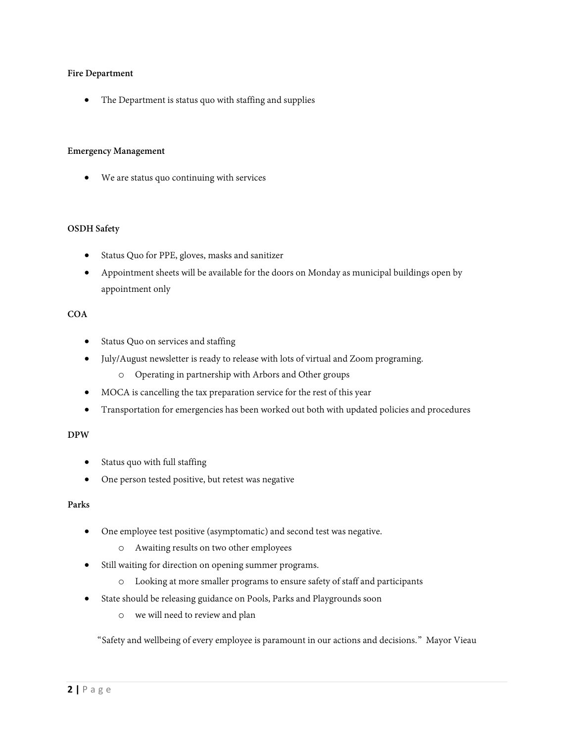**Fire Department**

- The Department is status quo with staffing and supplies

**Emergency Management**

- We are status quo continuing with services

**OSDH Safety**

- Status Quo for PPE, gloves, masks and sanitizer
- Appointment sheets will be available for the doors on Monday as municipal buildings open by appointment only

**COA**

- Status Quo on services and staffing
- July/August newsletter is ready to release with lots of virtual and Zoom programing.
  - Operating in partnership with Arbors and Other groups
- MOCA is cancelling the tax preparation service for the rest of this year
- Transportation for emergencies has been worked out both with updated policies and procedures

**DPW**

- Status quo with full staffing
- One person tested positive, but retest was negative

**Parks**

- One employee test positive (asymptomatic) and second test was negative.
  - Awaiting results on two other employees
- Still waiting for direction on opening summer programs.
  - Looking at more smaller programs to ensure safety of staff and participants
- State should be releasing guidance on Pools, Parks and Playgrounds soon
  - we will need to review and plan

"Safety and wellbeing of every employee is paramount in our actions and decisions." Mayor Vieau